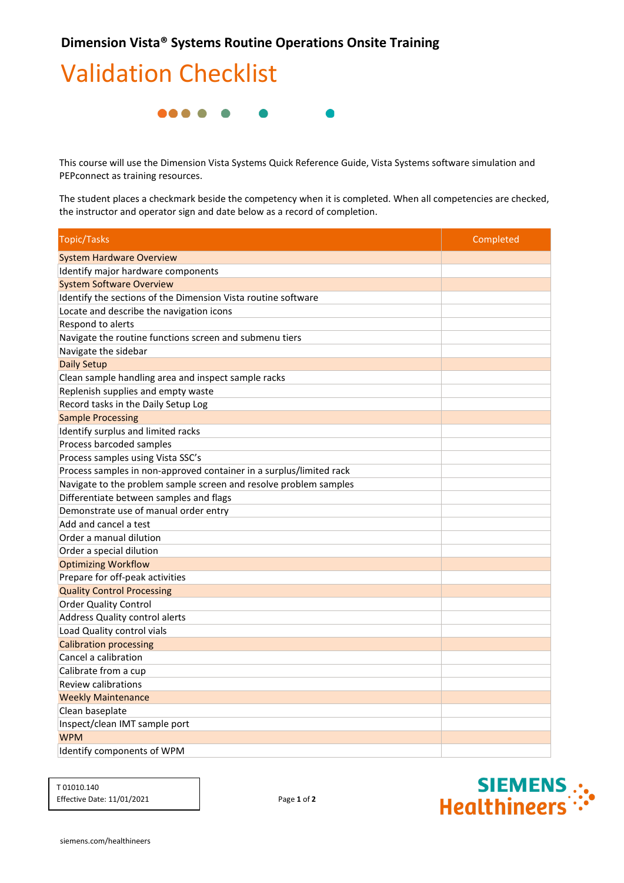**Dimension Vista® Systems Routine Operations Onsite Training**

# Validation Checklist

This course will use the Dimension Vista Systems Quick Reference Guide, Vista Systems software simulation and PEPconnect as training resources.

The student places a checkmark beside the competency when it is completed. When all competencies are checked, the instructor and operator sign and date below as a record of completion.

| Topic/Tasks | Completed |
|---|---|
| System Hardware Overview | |
| Identify major hardware components | |
| System Software Overview | |
| Identify the sections of the Dimension Vista routine software | |
| Locate and describe the navigation icons | |
| Respond to alerts | |
| Navigate the routine functions screen and submenu tiers | |
| Navigate the sidebar | |
| Daily Setup | |
| Clean sample handling area and inspect sample racks | |
| Replenish supplies and empty waste | |
| Record tasks in the Daily Setup Log | |
| Sample Processing | |
| Identify surplus and limited racks | |
| Process barcoded samples | |
| Process samples using Vista SSC's | |
| Process samples in non-approved container in a surplus/limited rack | |
| Navigate to the problem sample screen and resolve problem samples | |
| Differentiate between samples and flags | |
| Demonstrate use of manual order entry | |
| Add and cancel a test | |
| Order a manual dilution | |
| Order a special dilution | |
| Optimizing Workflow | |
| Prepare for off-peak activities | |
| Quality Control Processing | |
| Order Quality Control | |
| Address Quality control alerts | |
| Load Quality control vials | |
| Calibration processing | |
| Cancel a calibration | |
| Calibrate from a cup | |
| Review calibrations | |
| Weekly Maintenance | |
| Clean baseplate | |
| Inspect/clean IMT sample port | |
| WPM | |
| Identify components of WPM | |

T 01010.140
Effective Date: 11/01/2021

SIEMENS Healthineers

siemens.com/healthineers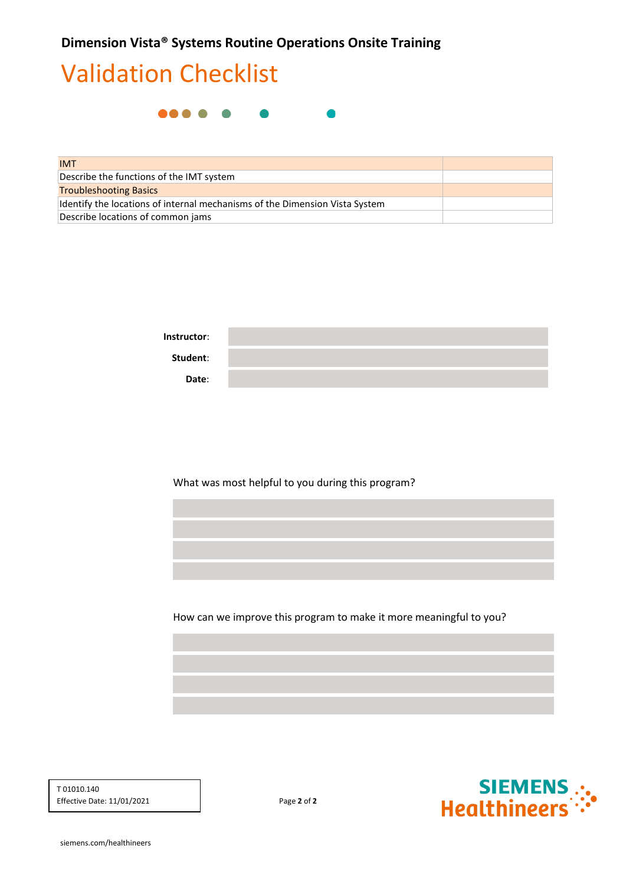**Dimension Vista® Systems Routine Operations Onsite Training**

# Validation Checklist

| | |
|---|---|
| IMT | |
| Describe the functions of the IMT system | |
| Troubleshooting Basics | |
| Identify the locations of internal mechanisms of the Dimension Vista System | |
| Describe locations of common jams | |

**Instructor**:

**Student**:

**Date**:

What was most helpful to you during this program?

How can we improve this program to make it more meaningful to you?

T 01010.140
Effective Date: 11/01/2021

SIEMENS Healthineers

siemens.com/healthineers